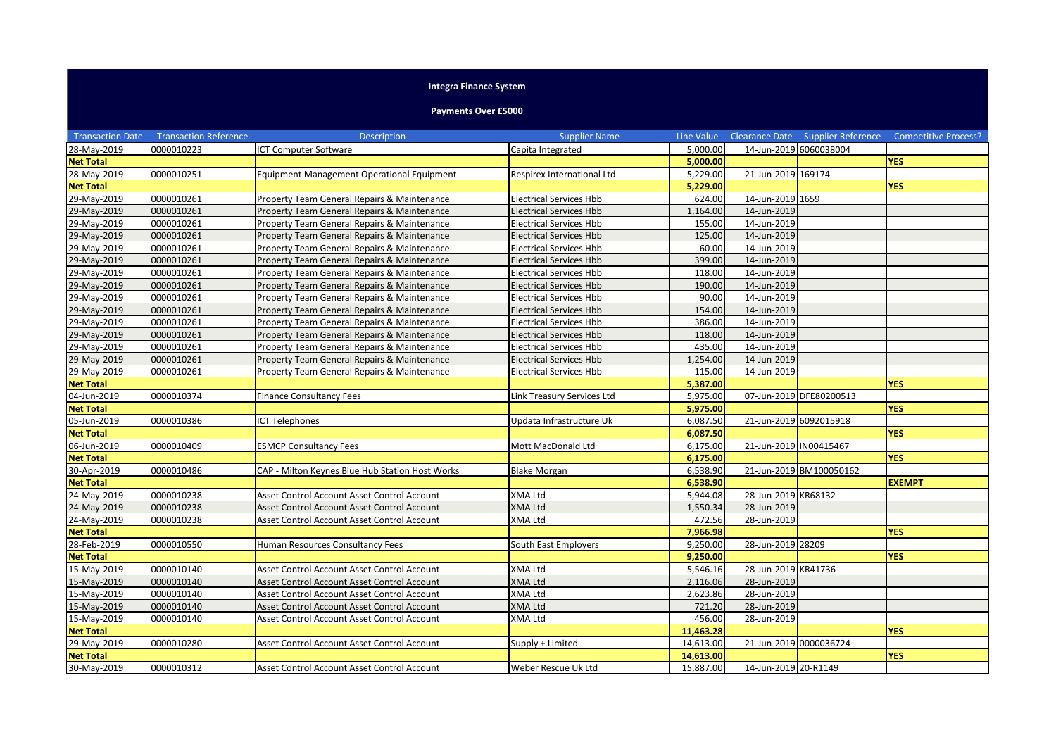**Integra Finance System**

**Payments Over £5000**

| Transaction Date | Transaction Reference | Description | Supplier Name | Line Value | Clearance Date | Supplier Reference | Competitive Process? |
|---|---|---|---|---|---|---|---|
| 28-May-2019 | 0000010223 | ICT Computer Software | Capita Integrated | 5,000.00 | 14-Jun-2019 | 6060038004 | |
| **Net Total** | | | | **5,000.00** | | | **YES** |
| 28-May-2019 | 0000010251 | Equipment Management Operational Equipment | Respirex International Ltd | 5,229.00 | 21-Jun-2019 | 169174 | |
| **Net Total** | | | | **5,229.00** | | | **YES** |
| 29-May-2019 | 0000010261 | Property Team General Repairs & Maintenance | Electrical Services Hbb | 624.00 | 14-Jun-2019 | 1659 | |
| 29-May-2019 | 0000010261 | Property Team General Repairs & Maintenance | Electrical Services Hbb | 1,164.00 | 14-Jun-2019 | | |
| 29-May-2019 | 0000010261 | Property Team General Repairs & Maintenance | Electrical Services Hbb | 155.00 | 14-Jun-2019 | | |
| 29-May-2019 | 0000010261 | Property Team General Repairs & Maintenance | Electrical Services Hbb | 125.00 | 14-Jun-2019 | | |
| 29-May-2019 | 0000010261 | Property Team General Repairs & Maintenance | Electrical Services Hbb | 60.00 | 14-Jun-2019 | | |
| 29-May-2019 | 0000010261 | Property Team General Repairs & Maintenance | Electrical Services Hbb | 399.00 | 14-Jun-2019 | | |
| 29-May-2019 | 0000010261 | Property Team General Repairs & Maintenance | Electrical Services Hbb | 118.00 | 14-Jun-2019 | | |
| 29-May-2019 | 0000010261 | Property Team General Repairs & Maintenance | Electrical Services Hbb | 190.00 | 14-Jun-2019 | | |
| 29-May-2019 | 0000010261 | Property Team General Repairs & Maintenance | Electrical Services Hbb | 90.00 | 14-Jun-2019 | | |
| 29-May-2019 | 0000010261 | Property Team General Repairs & Maintenance | Electrical Services Hbb | 154.00 | 14-Jun-2019 | | |
| 29-May-2019 | 0000010261 | Property Team General Repairs & Maintenance | Electrical Services Hbb | 386.00 | 14-Jun-2019 | | |
| 29-May-2019 | 0000010261 | Property Team General Repairs & Maintenance | Electrical Services Hbb | 118.00 | 14-Jun-2019 | | |
| 29-May-2019 | 0000010261 | Property Team General Repairs & Maintenance | Electrical Services Hbb | 435.00 | 14-Jun-2019 | | |
| 29-May-2019 | 0000010261 | Property Team General Repairs & Maintenance | Electrical Services Hbb | 1,254.00 | 14-Jun-2019 | | |
| 29-May-2019 | 0000010261 | Property Team General Repairs & Maintenance | Electrical Services Hbb | 115.00 | 14-Jun-2019 | | |
| **Net Total** | | | | **5,387.00** | | | **YES** |
| 04-Jun-2019 | 0000010374 | Finance Consultancy Fees | Link Treasury Services Ltd | 5,975.00 | 07-Jun-2019 | DFE80200513 | |
| **Net Total** | | | | **5,975.00** | | | **YES** |
| 05-Jun-2019 | 0000010386 | ICT Telephones | Updata Infrastructure Uk | 6,087.50 | 21-Jun-2019 | 6092015918 | |
| **Net Total** | | | | **6,087.50** | | | **YES** |
| 06-Jun-2019 | 0000010409 | ESMCP Consultancy Fees | Mott MacDonald Ltd | 6,175.00 | 21-Jun-2019 | IN00415467 | |
| **Net Total** | | | | **6,175.00** | | | **YES** |
| 30-Apr-2019 | 0000010486 | CAP - Milton Keynes Blue Hub Station Host Works | Blake Morgan | 6,538.90 | 21-Jun-2019 | BM100050162 | |
| **Net Total** | | | | **6,538.90** | | | **EXEMPT** |
| 24-May-2019 | 0000010238 | Asset Control Account Asset Control Account | XMA Ltd | 5,944.08 | 28-Jun-2019 | KR68132 | |
| 24-May-2019 | 0000010238 | Asset Control Account Asset Control Account | XMA Ltd | 1,550.34 | 28-Jun-2019 | | |
| 24-May-2019 | 0000010238 | Asset Control Account Asset Control Account | XMA Ltd | 472.56 | 28-Jun-2019 | | |
| **Net Total** | | | | **7,966.98** | | | **YES** |
| 28-Feb-2019 | 0000010550 | Human Resources Consultancy Fees | South East Employers | 9,250.00 | 28-Jun-2019 | 28209 | |
| **Net Total** | | | | **9,250.00** | | | **YES** |
| 15-May-2019 | 0000010140 | Asset Control Account Asset Control Account | XMA Ltd | 5,546.16 | 28-Jun-2019 | KR41736 | |
| 15-May-2019 | 0000010140 | Asset Control Account Asset Control Account | XMA Ltd | 2,116.06 | 28-Jun-2019 | | |
| 15-May-2019 | 0000010140 | Asset Control Account Asset Control Account | XMA Ltd | 2,623.86 | 28-Jun-2019 | | |
| 15-May-2019 | 0000010140 | Asset Control Account Asset Control Account | XMA Ltd | 721.20 | 28-Jun-2019 | | |
| 15-May-2019 | 0000010140 | Asset Control Account Asset Control Account | XMA Ltd | 456.00 | 28-Jun-2019 | | |
| **Net Total** | | | | **11,463.28** | | | **YES** |
| 29-May-2019 | 0000010280 | Asset Control Account Asset Control Account | Supply + Limited | 14,613.00 | 21-Jun-2019 | 0000036724 | |
| **Net Total** | | | | **14,613.00** | | | **YES** |
| 30-May-2019 | 0000010312 | Asset Control Account Asset Control Account | Weber Rescue Uk Ltd | 15,887.00 | 14-Jun-2019 | 20-R1149 | |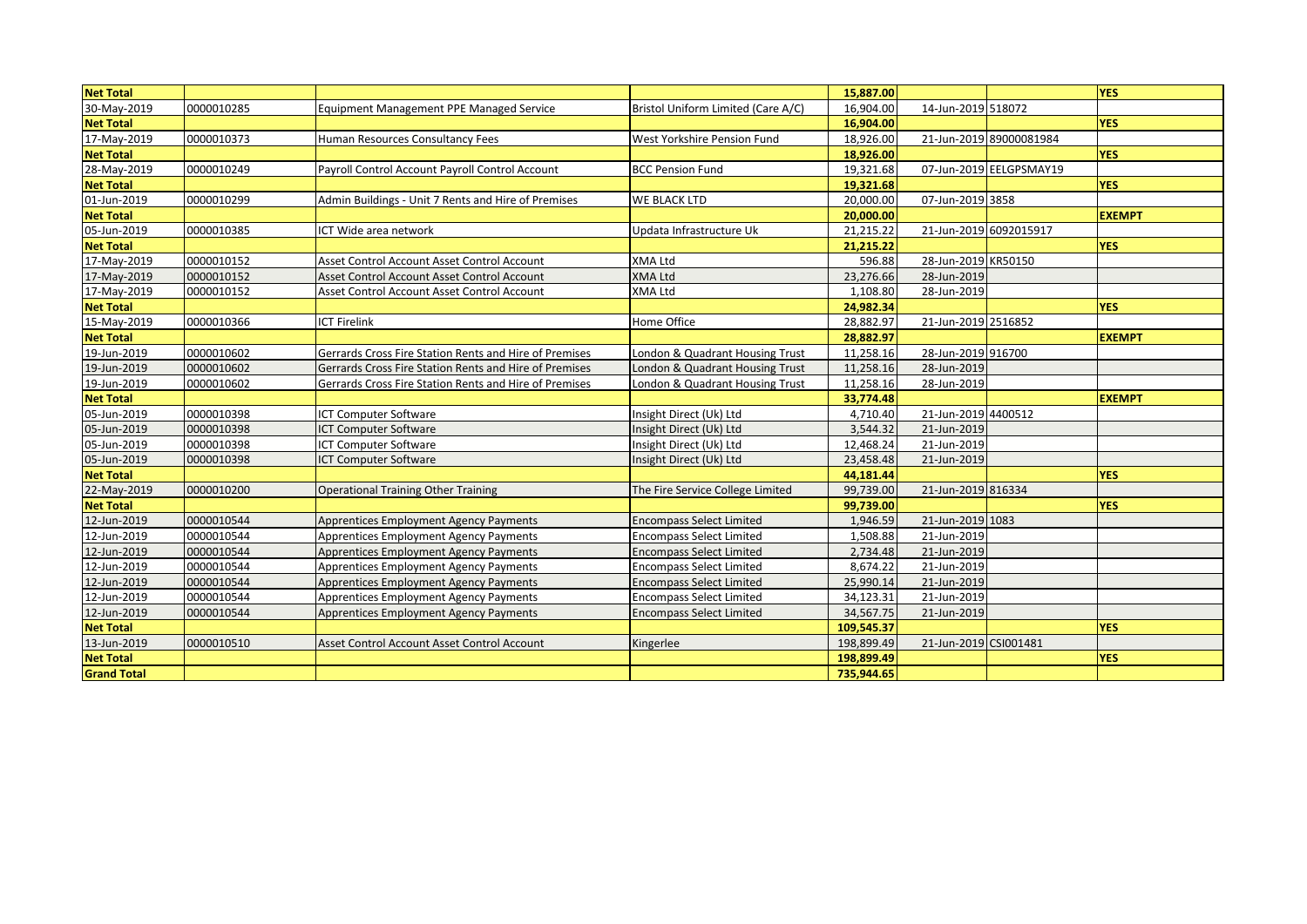| | | | | | | | |
|---|---|---|---|---|---|---|---|
| **Net Total** | | | | **15,887.00** | | | **YES** |
| 30-May-2019 | 0000010285 | Equipment Management PPE Managed Service | Bristol Uniform Limited (Care A/C) | 16,904.00 | 14-Jun-2019 | 518072 | |
| **Net Total** | | | | **16,904.00** | | | **YES** |
| 17-May-2019 | 0000010373 | Human Resources Consultancy Fees | West Yorkshire Pension Fund | 18,926.00 | 21-Jun-2019 | 89000081984 | |
| **Net Total** | | | | **18,926.00** | | | **YES** |
| 28-May-2019 | 0000010249 | Payroll Control Account Payroll Control Account | BCC Pension Fund | 19,321.68 | 07-Jun-2019 | EELGPSMAY19 | |
| **Net Total** | | | | **19,321.68** | | | **YES** |
| 01-Jun-2019 | 0000010299 | Admin Buildings - Unit 7 Rents and Hire of Premises | WE BLACK LTD | 20,000.00 | 07-Jun-2019 | 3858 | |
| **Net Total** | | | | **20,000.00** | | | **EXEMPT** |
| 05-Jun-2019 | 0000010385 | ICT Wide area network | Updata Infrastructure Uk | 21,215.22 | 21-Jun-2019 | 6092015917 | |
| **Net Total** | | | | **21,215.22** | | | **YES** |
| 17-May-2019 | 0000010152 | Asset Control Account Asset Control Account | XMA Ltd | 596.88 | 28-Jun-2019 | KR50150 | |
| 17-May-2019 | 0000010152 | Asset Control Account Asset Control Account | XMA Ltd | 23,276.66 | 28-Jun-2019 | | |
| 17-May-2019 | 0000010152 | Asset Control Account Asset Control Account | XMA Ltd | 1,108.80 | 28-Jun-2019 | | |
| **Net Total** | | | | **24,982.34** | | | **YES** |
| 15-May-2019 | 0000010366 | ICT Firelink | Home Office | 28,882.97 | 21-Jun-2019 | 2516852 | |
| **Net Total** | | | | **28,882.97** | | | **EXEMPT** |
| 19-Jun-2019 | 0000010602 | Gerrards Cross Fire Station Rents and Hire of Premises | London & Quadrant Housing Trust | 11,258.16 | 28-Jun-2019 | 916700 | |
| 19-Jun-2019 | 0000010602 | Gerrards Cross Fire Station Rents and Hire of Premises | London & Quadrant Housing Trust | 11,258.16 | 28-Jun-2019 | | |
| 19-Jun-2019 | 0000010602 | Gerrards Cross Fire Station Rents and Hire of Premises | London & Quadrant Housing Trust | 11,258.16 | 28-Jun-2019 | | |
| **Net Total** | | | | **33,774.48** | | | **EXEMPT** |
| 05-Jun-2019 | 0000010398 | ICT Computer Software | Insight Direct (Uk) Ltd | 4,710.40 | 21-Jun-2019 | 4400512 | |
| 05-Jun-2019 | 0000010398 | ICT Computer Software | Insight Direct (Uk) Ltd | 3,544.32 | 21-Jun-2019 | | |
| 05-Jun-2019 | 0000010398 | ICT Computer Software | Insight Direct (Uk) Ltd | 12,468.24 | 21-Jun-2019 | | |
| 05-Jun-2019 | 0000010398 | ICT Computer Software | Insight Direct (Uk) Ltd | 23,458.48 | 21-Jun-2019 | | |
| **Net Total** | | | | **44,181.44** | | | **YES** |
| 22-May-2019 | 0000010200 | Operational Training Other Training | The Fire Service College Limited | 99,739.00 | 21-Jun-2019 | 816334 | |
| **Net Total** | | | | **99,739.00** | | | **YES** |
| 12-Jun-2019 | 0000010544 | Apprentices Employment Agency Payments | Encompass Select Limited | 1,946.59 | 21-Jun-2019 | 1083 | |
| 12-Jun-2019 | 0000010544 | Apprentices Employment Agency Payments | Encompass Select Limited | 1,508.88 | 21-Jun-2019 | | |
| 12-Jun-2019 | 0000010544 | Apprentices Employment Agency Payments | Encompass Select Limited | 2,734.48 | 21-Jun-2019 | | |
| 12-Jun-2019 | 0000010544 | Apprentices Employment Agency Payments | Encompass Select Limited | 8,674.22 | 21-Jun-2019 | | |
| 12-Jun-2019 | 0000010544 | Apprentices Employment Agency Payments | Encompass Select Limited | 25,990.14 | 21-Jun-2019 | | |
| 12-Jun-2019 | 0000010544 | Apprentices Employment Agency Payments | Encompass Select Limited | 34,123.31 | 21-Jun-2019 | | |
| 12-Jun-2019 | 0000010544 | Apprentices Employment Agency Payments | Encompass Select Limited | 34,567.75 | 21-Jun-2019 | | |
| **Net Total** | | | | **109,545.37** | | | **YES** |
| 13-Jun-2019 | 0000010510 | Asset Control Account Asset Control Account | Kingerlee | 198,899.49 | 21-Jun-2019 | CSI001481 | |
| **Net Total** | | | | **198,899.49** | | | **YES** |
| **Grand Total** | | | | **735,944.65** | | | |